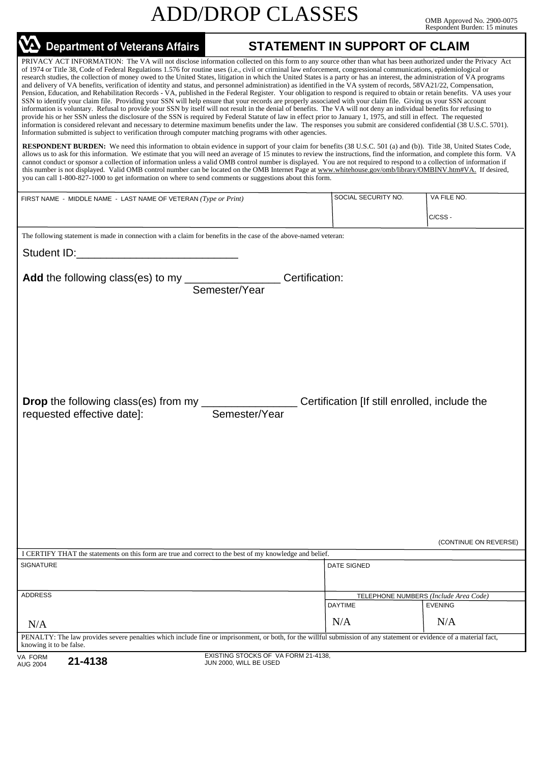# ADD/DROP CLASSES

OMB Approved No. 2900-0075
Respondent Burden: 15 minutes

**Department of Veterans Affairs**

## STATEMENT IN SUPPORT OF CLAIM

PRIVACY ACT INFORMATION: The VA will not disclose information collected on this form to any source other than what has been authorized under the Privacy Act of 1974 or Title 38, Code of Federal Regulations 1.576 for routine uses (i.e., civil or criminal law enforcement, congressional communications, epidemiological or research studies, the collection of money owed to the United States, litigation in which the United States is a party or has an interest, the administration of VA programs and delivery of VA benefits, verification of identity and status, and personnel administration) as identified in the VA system of records, 58VA21/22, Compensation, Pension, Education, and Rehabilitation Records - VA, published in the Federal Register. Your obligation to respond is required to obtain or retain benefits. VA uses your SSN to identify your claim file. Providing your SSN will help ensure that your records are properly associated with your claim file. Giving us your SSN account information is voluntary. Refusal to provide your SSN by itself will not result in the denial of benefits. The VA will not deny an individual benefits for refusing to provide his or her SSN unless the disclosure of the SSN is required by Federal Statute of law in effect prior to January 1, 1975, and still in effect. The requested information is considered relevant and necessary to determine maximum benefits under the law. The responses you submit are considered confidential (38 U.S.C. 5701). Information submitted is subject to verification through computer matching programs with other agencies.

**RESPONDENT BURDEN:** We need this information to obtain evidence in support of your claim for benefits (38 U.S.C. 501 (a) and (b)). Title 38, United States Code, allows us to ask for this information. We estimate that you will need an average of 15 minutes to review the instructions, find the information, and complete this form. VA cannot conduct or sponsor a collection of information unless a valid OMB control number is displayed. You are not required to respond to a collection of information if this number is not displayed. Valid OMB control number can be located on the OMB Internet Page at www.whitehouse.gov/omb/library/OMBINV.htm#VA. If desired, you can call 1-800-827-1000 to get information on where to send comments or suggestions about this form.

| FIRST NAME - MIDDLE NAME - LAST NAME OF VETERAN *(Type or Print)* | SOCIAL SECURITY NO. | VA FILE NO. |
|---|---|---|
| | | C/CSS - |

The following statement is made in connection with a claim for benefits in the case of the above-named veteran:

Student ID:___________________________

**Add** the following class(es) to my ________________ Certification:
Semester/Year

**Drop** the following class(es) from my ________________ Certification [If still enrolled, include the requested effective date]: Semester/Year

(CONTINUE ON REVERSE)

I CERTIFY THAT the statements on this form are true and correct to the best of my knowledge and belief.

| SIGNATURE | DATE SIGNED | |
|---|---|---|
| ADDRESS | TELEPHONE NUMBERS *(Include Area Code)* DAYTIME | EVENING |
| N/A | N/A | N/A |

PENALTY: The law provides severe penalties which include fine or imprisonment, or both, for the willful submission of any statement or evidence of a material fact, knowing it to be false.

VA FORM AUG 2004 **21-4138** EXISTING STOCKS OF VA FORM 21-4138, JUN 2000, WILL BE USED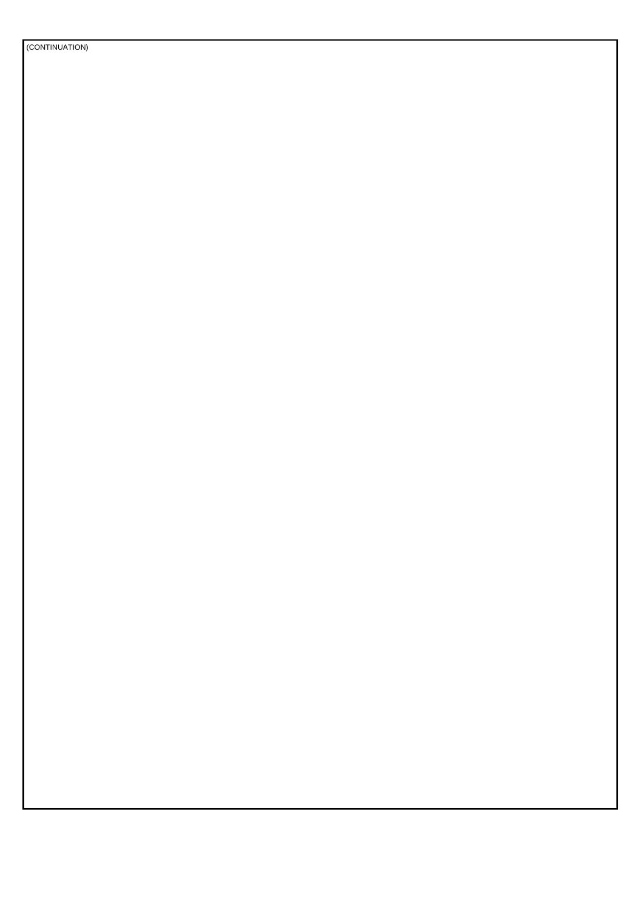(CONTINUATION)